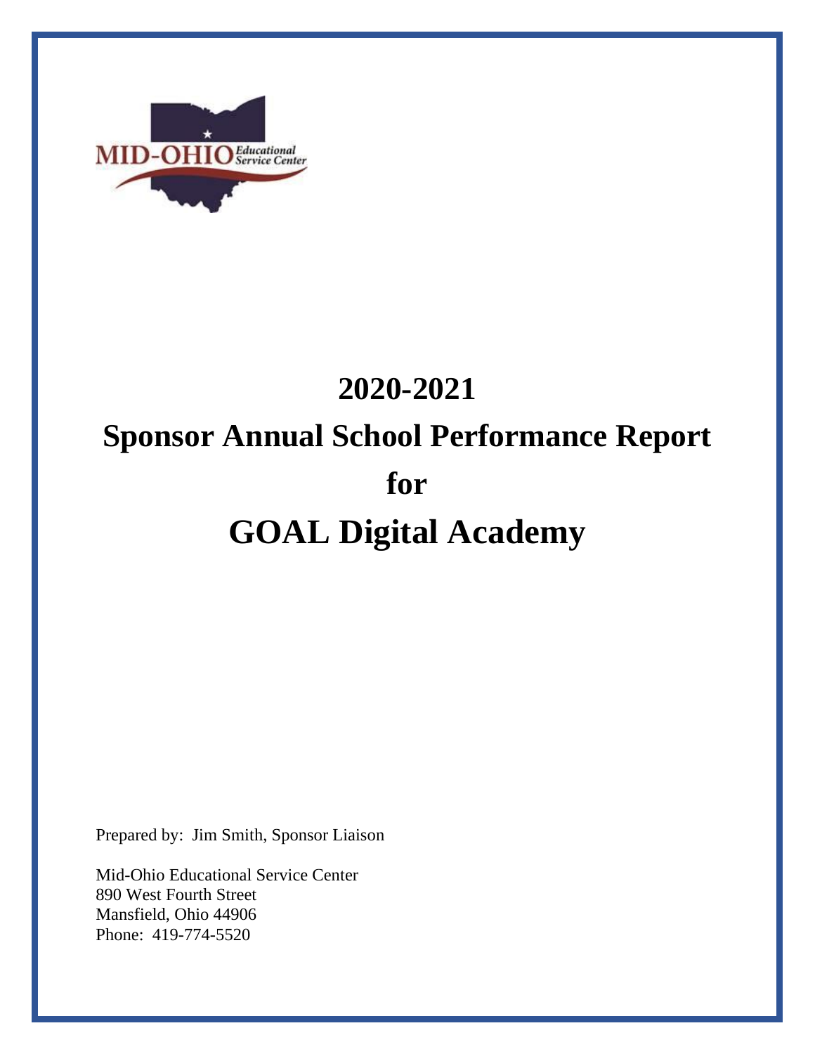MID-OHIO Educational Service Center

# 2020-2021

# Sponsor Annual School Performance Report

# for

# GOAL Digital Academy

Prepared by: Jim Smith, Sponsor Liaison

Mid-Ohio Educational Service Center
890 West Fourth Street
Mansfield, Ohio 44906
Phone: 419-774-5520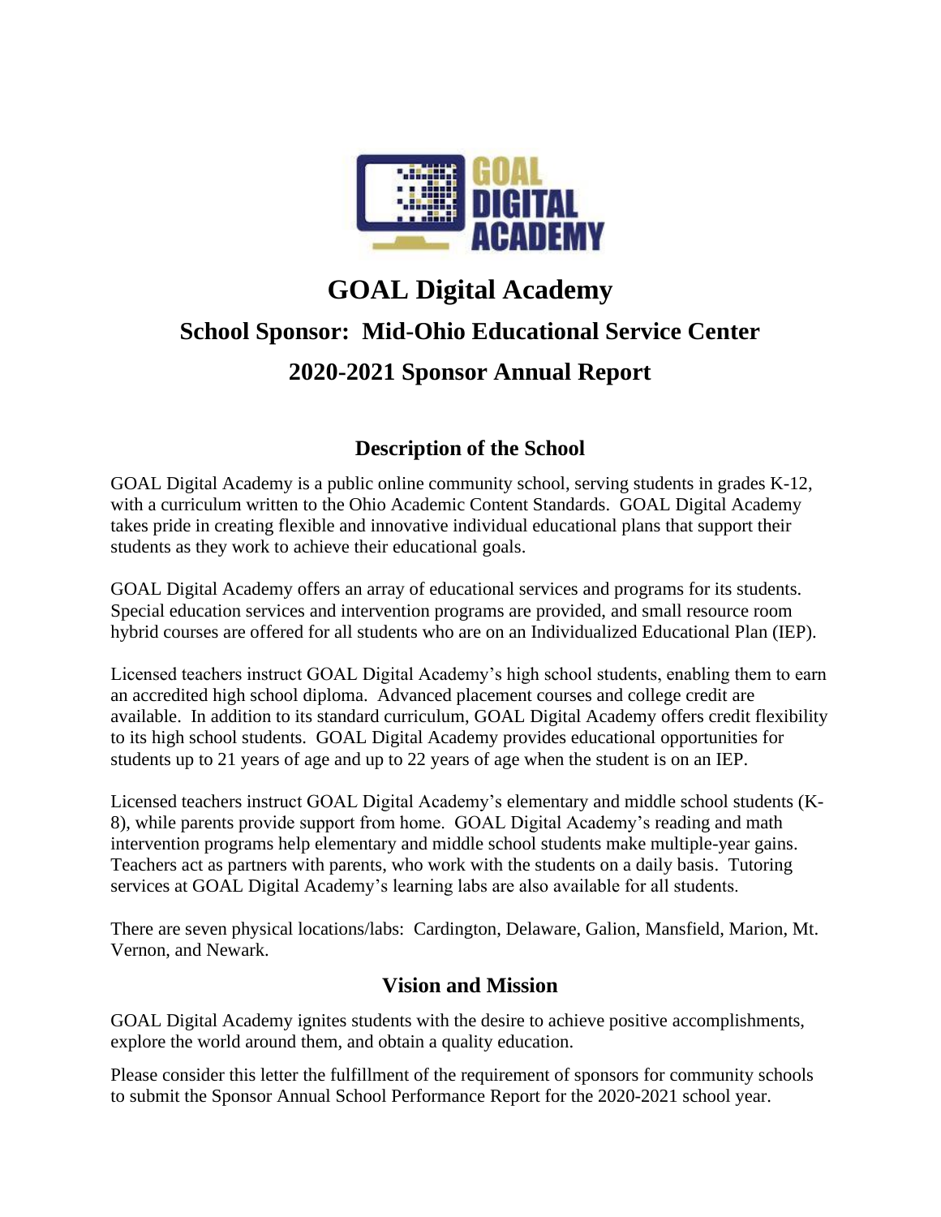# GOAL Digital Academy

## School Sponsor: Mid-Ohio Educational Service Center

## 2020-2021 Sponsor Annual Report

### Description of the School

GOAL Digital Academy is a public online community school, serving students in grades K-12, with a curriculum written to the Ohio Academic Content Standards. GOAL Digital Academy takes pride in creating flexible and innovative individual educational plans that support their students as they work to achieve their educational goals.

GOAL Digital Academy offers an array of educational services and programs for its students. Special education services and intervention programs are provided, and small resource room hybrid courses are offered for all students who are on an Individualized Educational Plan (IEP).

Licensed teachers instruct GOAL Digital Academy's high school students, enabling them to earn an accredited high school diploma. Advanced placement courses and college credit are available. In addition to its standard curriculum, GOAL Digital Academy offers credit flexibility to its high school students. GOAL Digital Academy provides educational opportunities for students up to 21 years of age and up to 22 years of age when the student is on an IEP.

Licensed teachers instruct GOAL Digital Academy's elementary and middle school students (K-8), while parents provide support from home. GOAL Digital Academy's reading and math intervention programs help elementary and middle school students make multiple-year gains. Teachers act as partners with parents, who work with the students on a daily basis. Tutoring services at GOAL Digital Academy's learning labs are also available for all students.

There are seven physical locations/labs: Cardington, Delaware, Galion, Mansfield, Marion, Mt. Vernon, and Newark.

### Vision and Mission

GOAL Digital Academy ignites students with the desire to achieve positive accomplishments, explore the world around them, and obtain a quality education.

Please consider this letter the fulfillment of the requirement of sponsors for community schools to submit the Sponsor Annual School Performance Report for the 2020-2021 school year.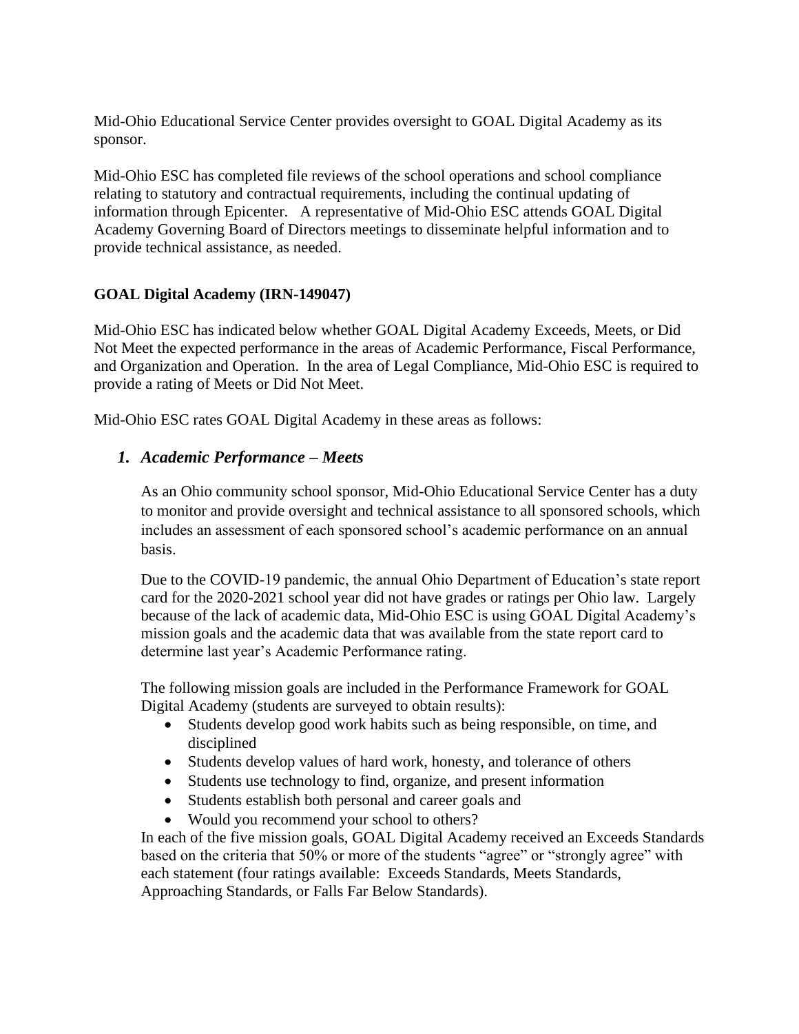Mid-Ohio Educational Service Center provides oversight to GOAL Digital Academy as its sponsor.

Mid-Ohio ESC has completed file reviews of the school operations and school compliance relating to statutory and contractual requirements, including the continual updating of information through Epicenter. A representative of Mid-Ohio ESC attends GOAL Digital Academy Governing Board of Directors meetings to disseminate helpful information and to provide technical assistance, as needed.

**GOAL Digital Academy (IRN-149047)**

Mid-Ohio ESC has indicated below whether GOAL Digital Academy Exceeds, Meets, or Did Not Meet the expected performance in the areas of Academic Performance, Fiscal Performance, and Organization and Operation. In the area of Legal Compliance, Mid-Ohio ESC is required to provide a rating of Meets or Did Not Meet.

Mid-Ohio ESC rates GOAL Digital Academy in these areas as follows:

### *1. Academic Performance – Meets*

As an Ohio community school sponsor, Mid-Ohio Educational Service Center has a duty to monitor and provide oversight and technical assistance to all sponsored schools, which includes an assessment of each sponsored school's academic performance on an annual basis.

Due to the COVID-19 pandemic, the annual Ohio Department of Education's state report card for the 2020-2021 school year did not have grades or ratings per Ohio law. Largely because of the lack of academic data, Mid-Ohio ESC is using GOAL Digital Academy's mission goals and the academic data that was available from the state report card to determine last year's Academic Performance rating.

The following mission goals are included in the Performance Framework for GOAL Digital Academy (students are surveyed to obtain results):

- Students develop good work habits such as being responsible, on time, and disciplined
- Students develop values of hard work, honesty, and tolerance of others
- Students use technology to find, organize, and present information
- Students establish both personal and career goals and
- Would you recommend your school to others?

In each of the five mission goals, GOAL Digital Academy received an Exceeds Standards based on the criteria that 50% or more of the students "agree" or "strongly agree" with each statement (four ratings available: Exceeds Standards, Meets Standards, Approaching Standards, or Falls Far Below Standards).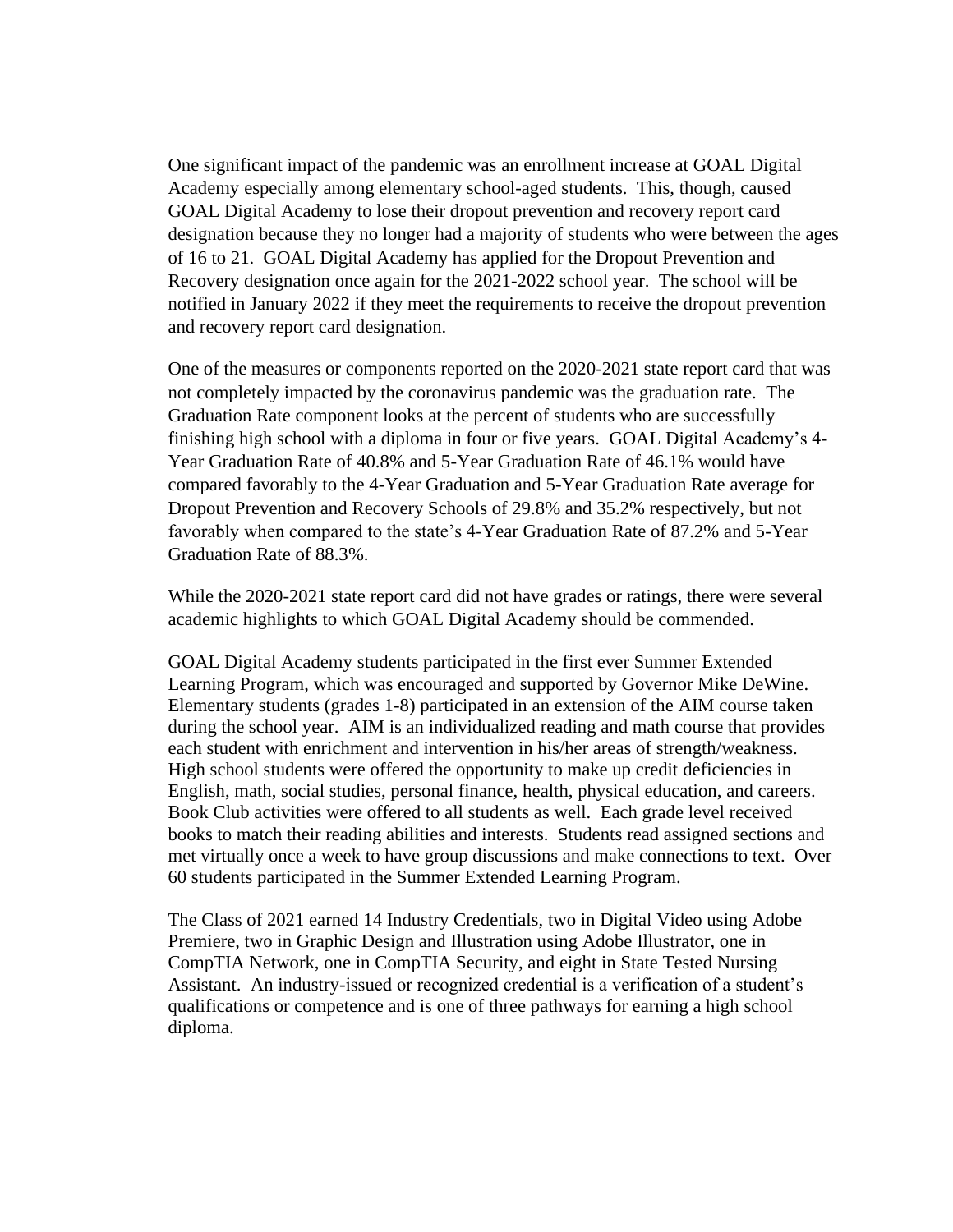One significant impact of the pandemic was an enrollment increase at GOAL Digital Academy especially among elementary school-aged students. This, though, caused GOAL Digital Academy to lose their dropout prevention and recovery report card designation because they no longer had a majority of students who were between the ages of 16 to 21. GOAL Digital Academy has applied for the Dropout Prevention and Recovery designation once again for the 2021-2022 school year. The school will be notified in January 2022 if they meet the requirements to receive the dropout prevention and recovery report card designation.

One of the measures or components reported on the 2020-2021 state report card that was not completely impacted by the coronavirus pandemic was the graduation rate. The Graduation Rate component looks at the percent of students who are successfully finishing high school with a diploma in four or five years. GOAL Digital Academy's 4-Year Graduation Rate of 40.8% and 5-Year Graduation Rate of 46.1% would have compared favorably to the 4-Year Graduation and 5-Year Graduation Rate average for Dropout Prevention and Recovery Schools of 29.8% and 35.2% respectively, but not favorably when compared to the state's 4-Year Graduation Rate of 87.2% and 5-Year Graduation Rate of 88.3%.

While the 2020-2021 state report card did not have grades or ratings, there were several academic highlights to which GOAL Digital Academy should be commended.

GOAL Digital Academy students participated in the first ever Summer Extended Learning Program, which was encouraged and supported by Governor Mike DeWine. Elementary students (grades 1-8) participated in an extension of the AIM course taken during the school year. AIM is an individualized reading and math course that provides each student with enrichment and intervention in his/her areas of strength/weakness. High school students were offered the opportunity to make up credit deficiencies in English, math, social studies, personal finance, health, physical education, and careers. Book Club activities were offered to all students as well. Each grade level received books to match their reading abilities and interests. Students read assigned sections and met virtually once a week to have group discussions and make connections to text. Over 60 students participated in the Summer Extended Learning Program.

The Class of 2021 earned 14 Industry Credentials, two in Digital Video using Adobe Premiere, two in Graphic Design and Illustration using Adobe Illustrator, one in CompTIA Network, one in CompTIA Security, and eight in State Tested Nursing Assistant. An industry-issued or recognized credential is a verification of a student's qualifications or competence and is one of three pathways for earning a high school diploma.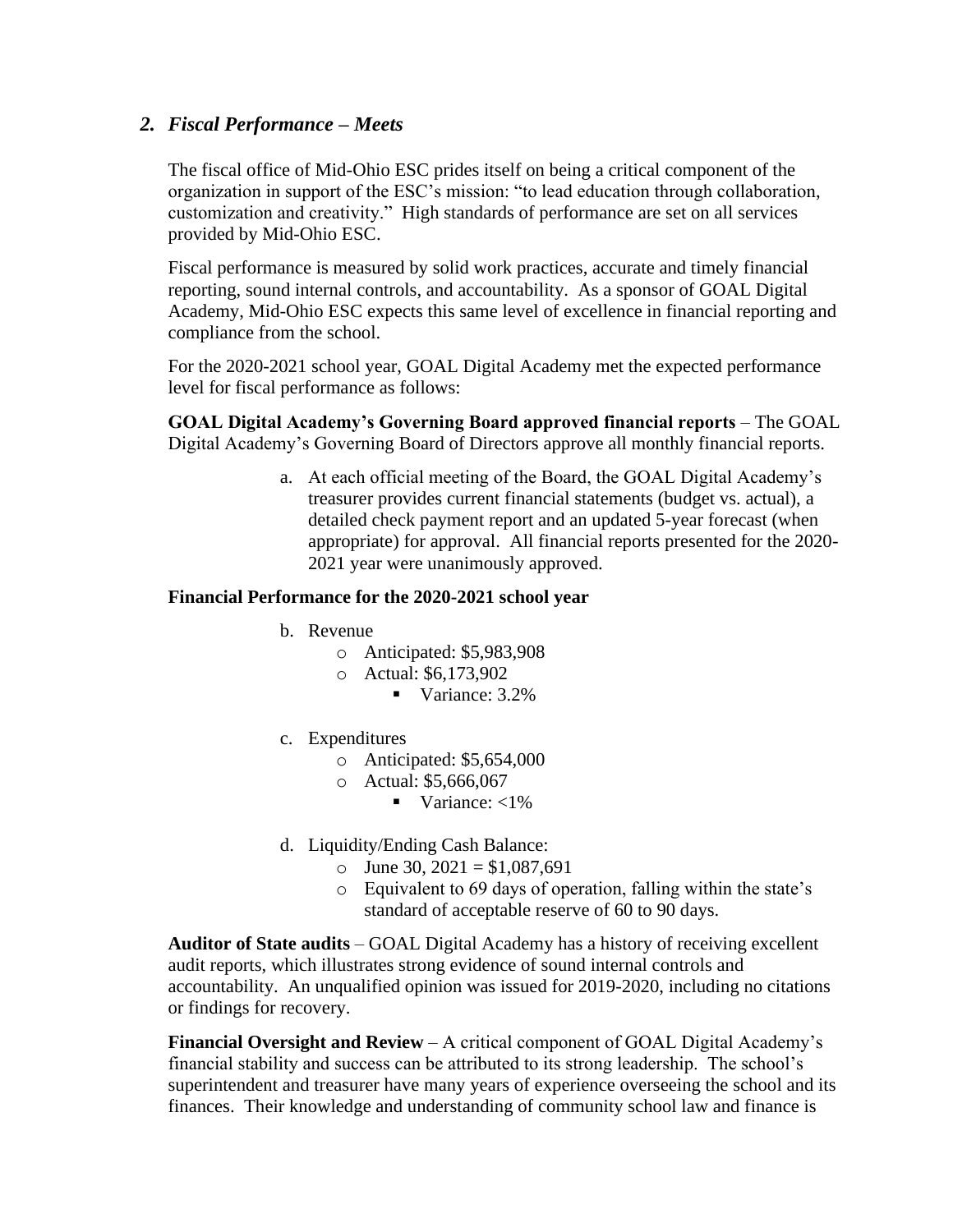## *2. Fiscal Performance – Meets*

The fiscal office of Mid-Ohio ESC prides itself on being a critical component of the organization in support of the ESC's mission: "to lead education through collaboration, customization and creativity." High standards of performance are set on all services provided by Mid-Ohio ESC.

Fiscal performance is measured by solid work practices, accurate and timely financial reporting, sound internal controls, and accountability. As a sponsor of GOAL Digital Academy, Mid-Ohio ESC expects this same level of excellence in financial reporting and compliance from the school.

For the 2020-2021 school year, GOAL Digital Academy met the expected performance level for fiscal performance as follows:

**GOAL Digital Academy's Governing Board approved financial reports** – The GOAL Digital Academy's Governing Board of Directors approve all monthly financial reports.

a. At each official meeting of the Board, the GOAL Digital Academy's treasurer provides current financial statements (budget vs. actual), a detailed check payment report and an updated 5-year forecast (when appropriate) for approval. All financial reports presented for the 2020-2021 year were unanimously approved.

**Financial Performance for the 2020-2021 school year**

b. Revenue
   - Anticipated: $5,983,908
   - Actual: $6,173,902
     - Variance: 3.2%

c. Expenditures
   - Anticipated: $5,654,000
   - Actual: $5,666,067
     - Variance: <1%

d. Liquidity/Ending Cash Balance:
   - June 30, 2021 = $1,087,691
   - Equivalent to 69 days of operation, falling within the state's standard of acceptable reserve of 60 to 90 days.

**Auditor of State audits** – GOAL Digital Academy has a history of receiving excellent audit reports, which illustrates strong evidence of sound internal controls and accountability. An unqualified opinion was issued for 2019-2020, including no citations or findings for recovery.

**Financial Oversight and Review** – A critical component of GOAL Digital Academy's financial stability and success can be attributed to its strong leadership. The school's superintendent and treasurer have many years of experience overseeing the school and its finances. Their knowledge and understanding of community school law and finance is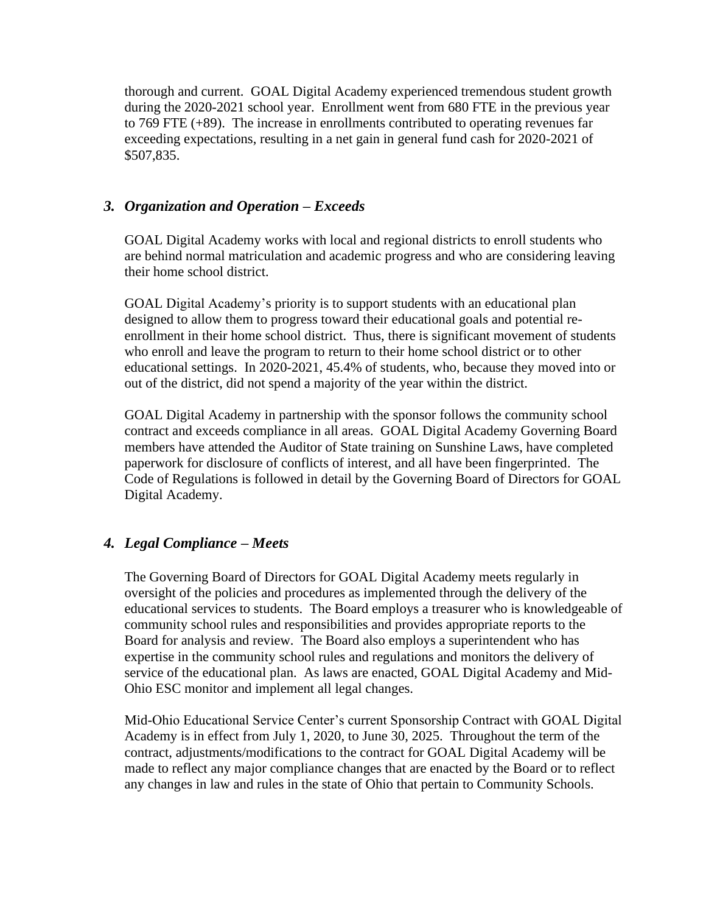thorough and current. GOAL Digital Academy experienced tremendous student growth during the 2020-2021 school year. Enrollment went from 680 FTE in the previous year to 769 FTE (+89). The increase in enrollments contributed to operating revenues far exceeding expectations, resulting in a net gain in general fund cash for 2020-2021 of $507,835.

### *3. Organization and Operation – Exceeds*

GOAL Digital Academy works with local and regional districts to enroll students who are behind normal matriculation and academic progress and who are considering leaving their home school district.

GOAL Digital Academy's priority is to support students with an educational plan designed to allow them to progress toward their educational goals and potential re-enrollment in their home school district. Thus, there is significant movement of students who enroll and leave the program to return to their home school district or to other educational settings. In 2020-2021, 45.4% of students, who, because they moved into or out of the district, did not spend a majority of the year within the district.

GOAL Digital Academy in partnership with the sponsor follows the community school contract and exceeds compliance in all areas. GOAL Digital Academy Governing Board members have attended the Auditor of State training on Sunshine Laws, have completed paperwork for disclosure of conflicts of interest, and all have been fingerprinted. The Code of Regulations is followed in detail by the Governing Board of Directors for GOAL Digital Academy.

### *4. Legal Compliance – Meets*

The Governing Board of Directors for GOAL Digital Academy meets regularly in oversight of the policies and procedures as implemented through the delivery of the educational services to students. The Board employs a treasurer who is knowledgeable of community school rules and responsibilities and provides appropriate reports to the Board for analysis and review. The Board also employs a superintendent who has expertise in the community school rules and regulations and monitors the delivery of service of the educational plan. As laws are enacted, GOAL Digital Academy and Mid-Ohio ESC monitor and implement all legal changes.

Mid-Ohio Educational Service Center's current Sponsorship Contract with GOAL Digital Academy is in effect from July 1, 2020, to June 30, 2025. Throughout the term of the contract, adjustments/modifications to the contract for GOAL Digital Academy will be made to reflect any major compliance changes that are enacted by the Board or to reflect any changes in law and rules in the state of Ohio that pertain to Community Schools.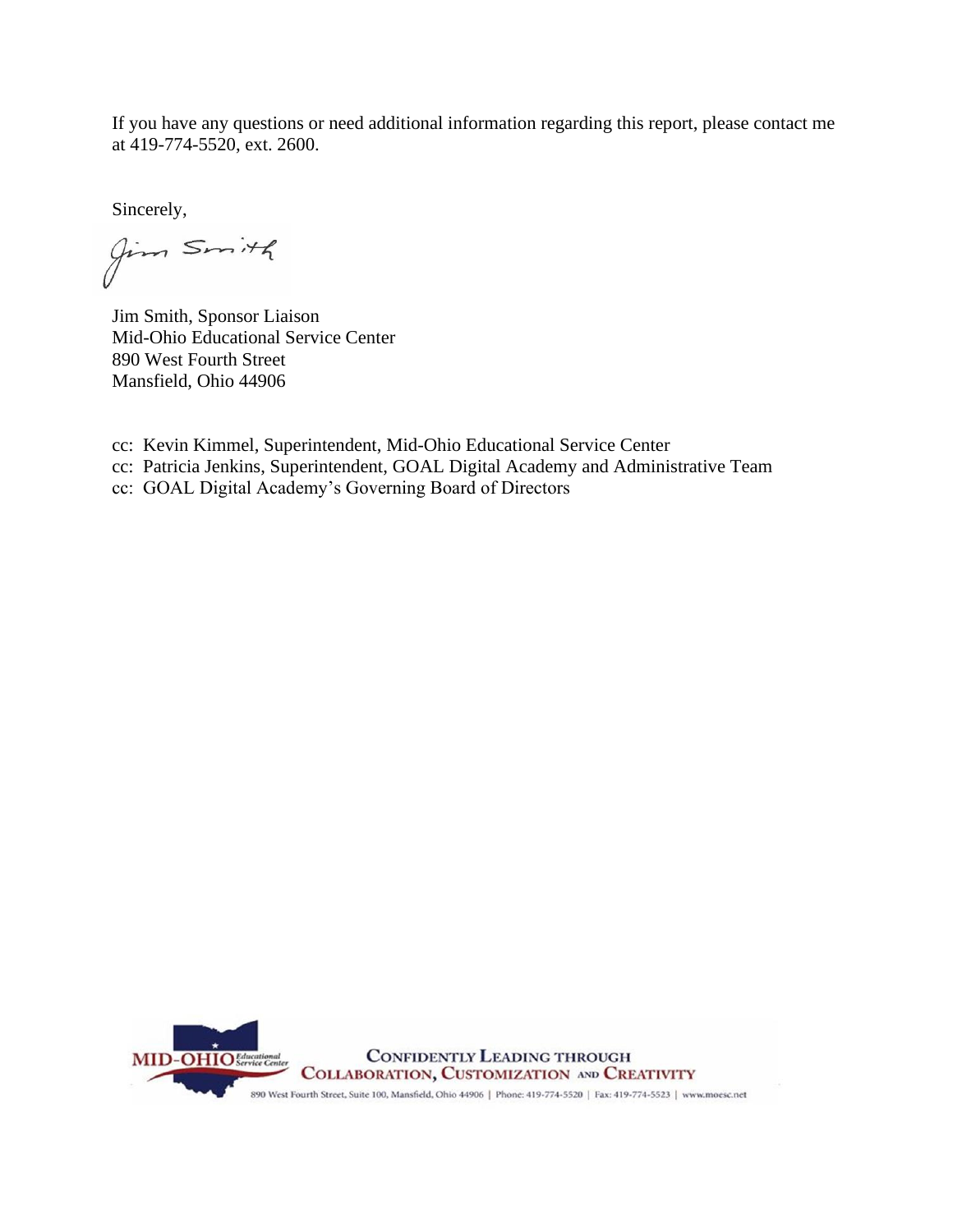If you have any questions or need additional information regarding this report, please contact me at 419-774-5520, ext. 2600.

Sincerely,

Jim Smith

Jim Smith, Sponsor Liaison
Mid-Ohio Educational Service Center
890 West Fourth Street
Mansfield, Ohio 44906

cc: Kevin Kimmel, Superintendent, Mid-Ohio Educational Service Center
cc: Patricia Jenkins, Superintendent, GOAL Digital Academy and Administrative Team
cc: GOAL Digital Academy's Governing Board of Directors

MID-OHIO Educational Service Center

CONFIDENTLY LEADING THROUGH COLLABORATION, CUSTOMIZATION AND CREATIVITY

890 West Fourth Street, Suite 100, Mansfield, Ohio 44906 | Phone: 419-774-5520 | Fax: 419-774-5523 | www.moesc.net